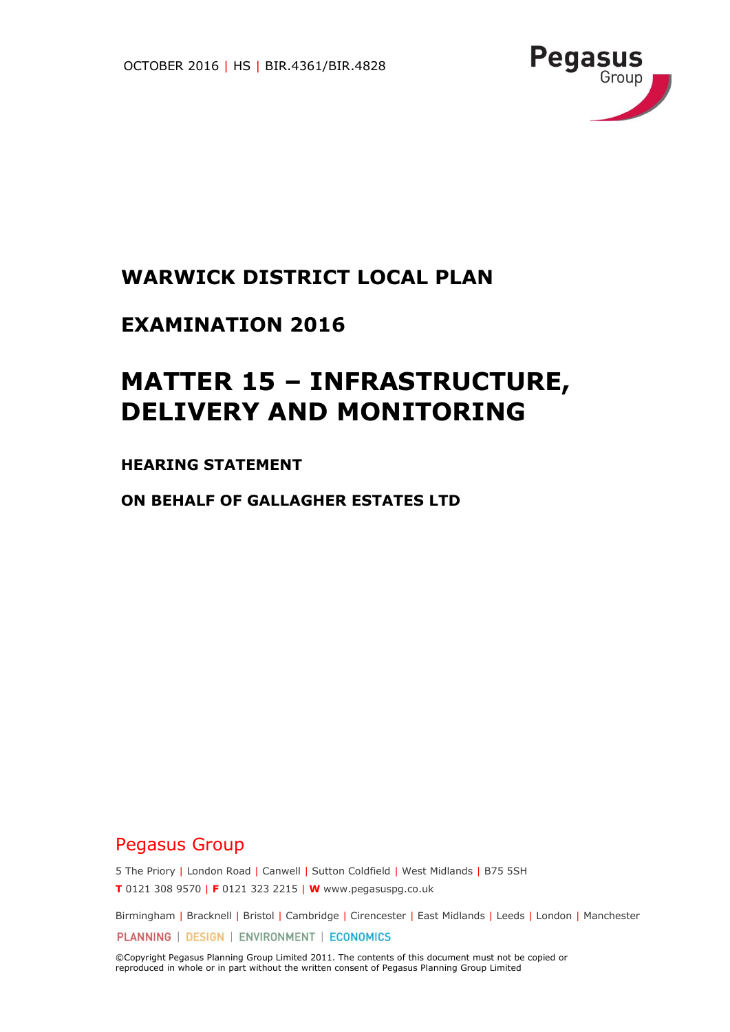OCTOBER 2016 | HS | BIR.4361/BIR.4828

Pegasus Group

# WARWICK DISTRICT LOCAL PLAN

# EXAMINATION 2016

# MATTER 15 – INFRASTRUCTURE, DELIVERY AND MONITORING

**HEARING STATEMENT**

**ON BEHALF OF GALLAGHER ESTATES LTD**

Pegasus Group

5 The Priory | London Road | Canwell | Sutton Coldfield | West Midlands | B75 5SH

**T** 0121 308 9570 | **F** 0121 323 2215 | **W** www.pegasuspg.co.uk

Birmingham | Bracknell | Bristol | Cambridge | Cirencester | East Midlands | Leeds | London | Manchester

PLANNING | DESIGN | ENVIRONMENT | ECONOMICS

©Copyright Pegasus Planning Group Limited 2011. The contents of this document must not be copied or reproduced in whole or in part without the written consent of Pegasus Planning Group Limited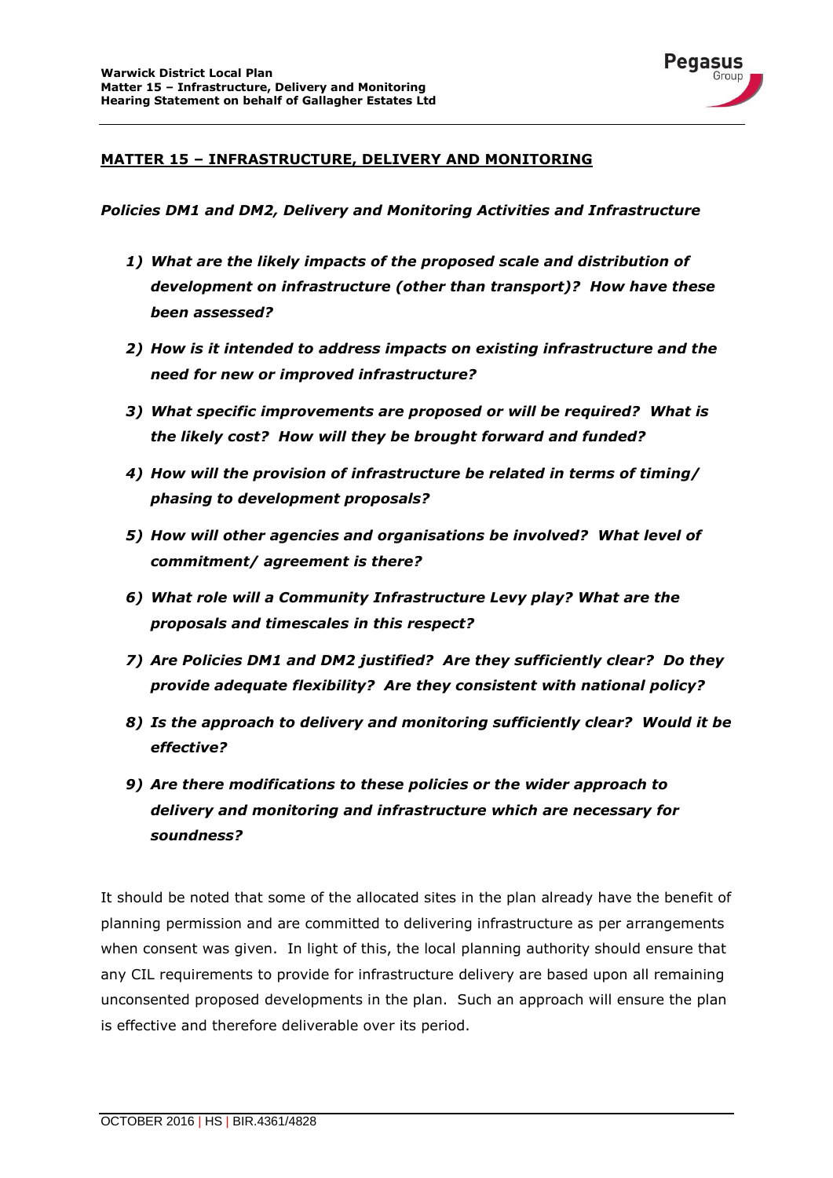**MATTER 15 – INFRASTRUCTURE, DELIVERY AND MONITORING**

***Policies DM1 and DM2, Delivery and Monitoring Activities and Infrastructure***

1) ***What are the likely impacts of the proposed scale and distribution of development on infrastructure (other than transport)? How have these been assessed?***
2) ***How is it intended to address impacts on existing infrastructure and the need for new or improved infrastructure?***
3) ***What specific improvements are proposed or will be required? What is the likely cost? How will they be brought forward and funded?***
4) ***How will the provision of infrastructure be related in terms of timing/ phasing to development proposals?***
5) ***How will other agencies and organisations be involved? What level of commitment/ agreement is there?***
6) ***What role will a Community Infrastructure Levy play? What are the proposals and timescales in this respect?***
7) ***Are Policies DM1 and DM2 justified? Are they sufficiently clear? Do they provide adequate flexibility? Are they consistent with national policy?***
8) ***Is the approach to delivery and monitoring sufficiently clear? Would it be effective?***
9) ***Are there modifications to these policies or the wider approach to delivery and monitoring and infrastructure which are necessary for soundness?***

It should be noted that some of the allocated sites in the plan already have the benefit of planning permission and are committed to delivering infrastructure as per arrangements when consent was given. In light of this, the local planning authority should ensure that any CIL requirements to provide for infrastructure delivery are based upon all remaining unconsented proposed developments in the plan. Such an approach will ensure the plan is effective and therefore deliverable over its period.